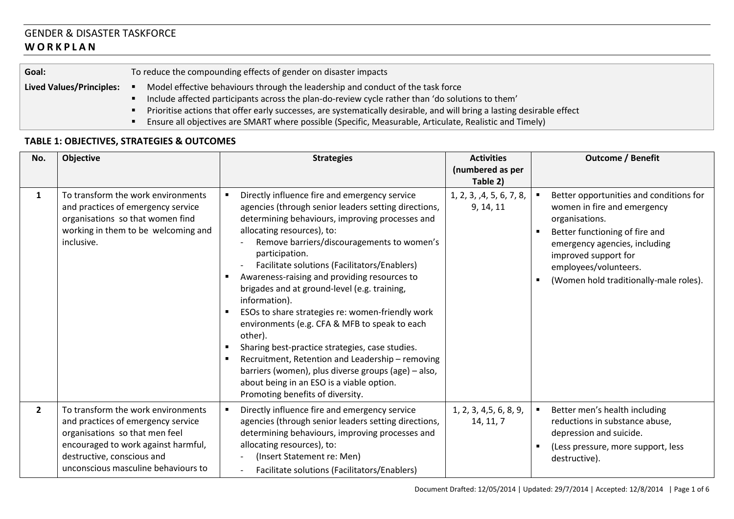# GENDER & DISASTER TASKFORCE
## WORKPLAN

| | |
|---|---|
| **Goal:** | To reduce the compounding effects of gender on disaster impacts |
| **Lived Values/Principles:** | ▪ Model effective behaviours through the leadership and conduct of the task force<br>▪ Include affected participants across the plan-do-review cycle rather than 'do solutions to them'<br>▪ Prioritise actions that offer early successes, are systematically desirable, and will bring a lasting desirable effect<br>▪ Ensure all objectives are SMART where possible (Specific, Measurable, Articulate, Realistic and Timely) |

### TABLE 1: OBJECTIVES, STRATEGIES & OUTCOMES

| No. | Objective | Strategies | Activities (numbered as per Table 2) | Outcome / Benefit |
|---|---|---|---|---|
| **1** | To transform the work environments and practices of emergency service organisations so that women find working in them to be welcoming and inclusive. | ▪ Directly influence fire and emergency service agencies (through senior leaders setting directions, determining behaviours, improving processes and allocating resources), to:<br>- Remove barriers/discouragements to women's participation.<br>- Facilitate solutions (Facilitators/Enablers)<br>▪ Awareness-raising and providing resources to brigades and at ground-level (e.g. training, information).<br>▪ ESOs to share strategies re: women-friendly work environments (e.g. CFA & MFB to speak to each other).<br>▪ Sharing best-practice strategies, case studies.<br>▪ Recruitment, Retention and Leadership – removing barriers (women), plus diverse groups (age) – also, about being in an ESO is a viable option. Promoting benefits of diversity. | 1, 2, 3, ,4, 5, 6, 7, 8, 9, 14, 11 | ▪ Better opportunities and conditions for women in fire and emergency organisations.<br>▪ Better functioning of fire and emergency agencies, including improved support for employees/volunteers.<br>▪ (Women hold traditionally-male roles). |
| **2** | To transform the work environments and practices of emergency service organisations so that men feel encouraged to work against harmful, destructive, conscious and unconscious masculine behaviours to | ▪ Directly influence fire and emergency service agencies (through senior leaders setting directions, determining behaviours, improving processes and allocating resources), to:<br>- (Insert Statement re: Men)<br>- Facilitate solutions (Facilitators/Enablers) | 1, 2, 3, 4,5, 6, 8, 9, 14, 11, 7 | ▪ Better men's health including reductions in substance abuse, depression and suicide.<br>▪ (Less pressure, more support, less destructive). |

Document Drafted: 12/05/2014 | Updated: 29/7/2014 | Accepted: 12/8/2014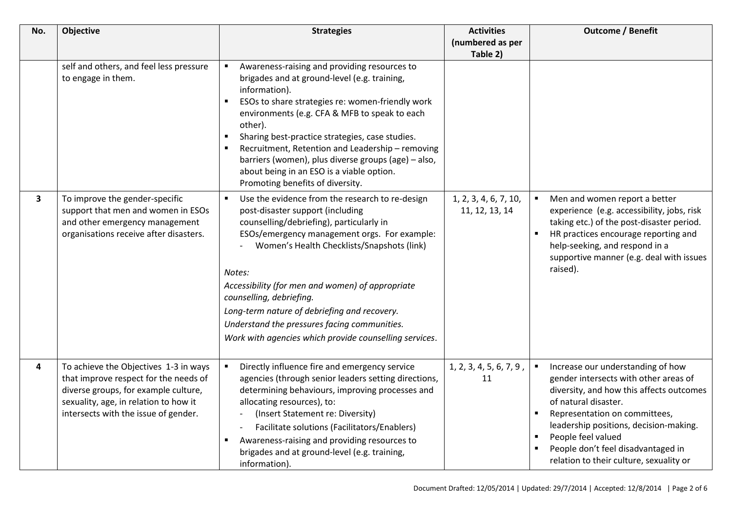| No. | Objective | Strategies | Activities (numbered as per Table 2) | Outcome / Benefit |
| --- | --- | --- | --- | --- |
| | self and others, and feel less pressure to engage in them. | ▪ Awareness-raising and providing resources to brigades and at ground-level (e.g. training, information).<br>▪ ESOs to share strategies re: women-friendly work environments (e.g. CFA & MFB to speak to each other).<br>▪ Sharing best-practice strategies, case studies.<br>▪ Recruitment, Retention and Leadership – removing barriers (women), plus diverse groups (age) – also, about being in an ESO is a viable option. Promoting benefits of diversity. | | |
| **3** | To improve the gender-specific support that men and women in ESOs and other emergency management organisations receive after disasters. | ▪ Use the evidence from the research to re-design post-disaster support (including counselling/debriefing), particularly in ESOs/emergency management orgs. For example:<br>- Women's Health Checklists/Snapshots (link)<br><br>*Notes:*<br>*Accessibility (for men and women) of appropriate counselling, debriefing.*<br>*Long-term nature of debriefing and recovery.*<br>*Understand the pressures facing communities.*<br>*Work with agencies which provide counselling services.* | 1, 2, 3, 4, 6, 7, 10, 11, 12, 13, 14 | ▪ Men and women report a better experience (e.g. accessibility, jobs, risk taking etc.) of the post-disaster period.<br>▪ HR practices encourage reporting and help-seeking, and respond in a supportive manner (e.g. deal with issues raised). |
| **4** | To achieve the Objectives 1-3 in ways that improve respect for the needs of diverse groups, for example culture, sexuality, age, in relation to how it intersects with the issue of gender. | ▪ Directly influence fire and emergency service agencies (through senior leaders setting directions, determining behaviours, improving processes and allocating resources), to:<br>- (Insert Statement re: Diversity)<br>- Facilitate solutions (Facilitators/Enablers)<br>▪ Awareness-raising and providing resources to brigades and at ground-level (e.g. training, information). | 1, 2, 3, 4, 5, 6, 7, 9 , 11 | ▪ Increase our understanding of how gender intersects with other areas of diversity, and how this affects outcomes of natural disaster.<br>▪ Representation on committees, leadership positions, decision-making.<br>▪ People feel valued<br>▪ People don't feel disadvantaged in relation to their culture, sexuality or |

Document Drafted: 12/05/2014 | Updated: 29/7/2014 | Accepted: 12/8/2014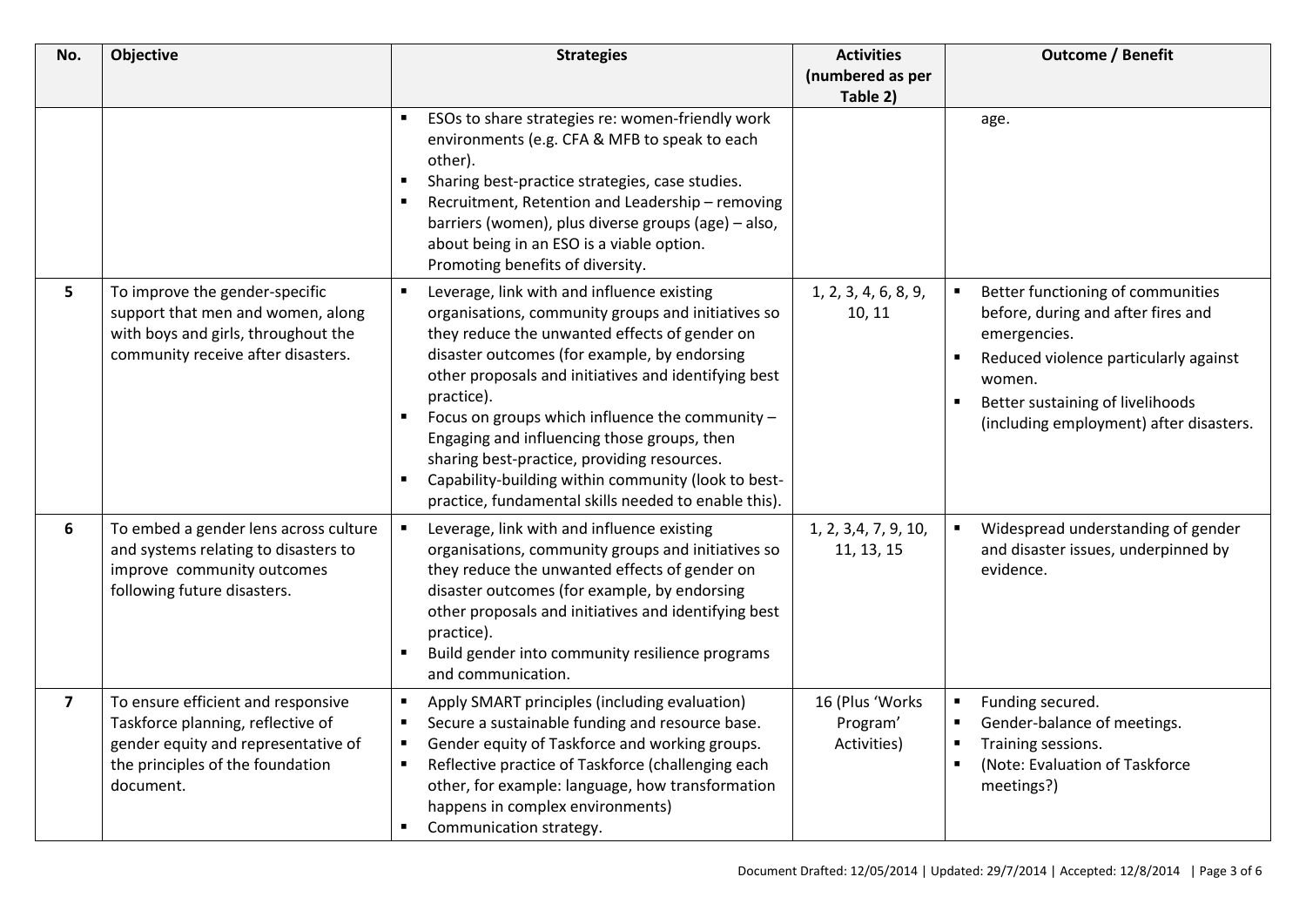| No. | Objective | Strategies | Activities (numbered as per Table 2) | Outcome / Benefit |
|---|---|---|---|---|
| | | ▪ ESOs to share strategies re: women-friendly work environments (e.g. CFA & MFB to speak to each other).<br>▪ Sharing best-practice strategies, case studies.<br>▪ Recruitment, Retention and Leadership – removing barriers (women), plus diverse groups (age) – also, about being in an ESO is a viable option. Promoting benefits of diversity. | | age. |
| **5** | To improve the gender-specific support that men and women, along with boys and girls, throughout the community receive after disasters. | ▪ Leverage, link with and influence existing organisations, community groups and initiatives so they reduce the unwanted effects of gender on disaster outcomes (for example, by endorsing other proposals and initiatives and identifying best practice).<br>▪ Focus on groups which influence the community – Engaging and influencing those groups, then sharing best-practice, providing resources.<br>▪ Capability-building within community (look to best-practice, fundamental skills needed to enable this). | 1, 2, 3, 4, 6, 8, 9, 10, 11 | ▪ Better functioning of communities before, during and after fires and emergencies.<br>▪ Reduced violence particularly against women.<br>▪ Better sustaining of livelihoods (including employment) after disasters. |
| **6** | To embed a gender lens across culture and systems relating to disasters to improve community outcomes following future disasters. | ▪ Leverage, link with and influence existing organisations, community groups and initiatives so they reduce the unwanted effects of gender on disaster outcomes (for example, by endorsing other proposals and initiatives and identifying best practice).<br>▪ Build gender into community resilience programs and communication. | 1, 2, 3,4, 7, 9, 10, 11, 13, 15 | ▪ Widespread understanding of gender and disaster issues, underpinned by evidence. |
| **7** | To ensure efficient and responsive Taskforce planning, reflective of gender equity and representative of the principles of the foundation document. | ▪ Apply SMART principles (including evaluation)<br>▪ Secure a sustainable funding and resource base.<br>▪ Gender equity of Taskforce and working groups.<br>▪ Reflective practice of Taskforce (challenging each other, for example: language, how transformation happens in complex environments)<br>▪ Communication strategy. | 16 (Plus 'Works Program' Activities) | ▪ Funding secured.<br>▪ Gender-balance of meetings.<br>▪ Training sessions.<br>▪ (Note: Evaluation of Taskforce meetings?) |

Document Drafted: 12/05/2014 | Updated: 29/7/2014 | Accepted: 12/8/2014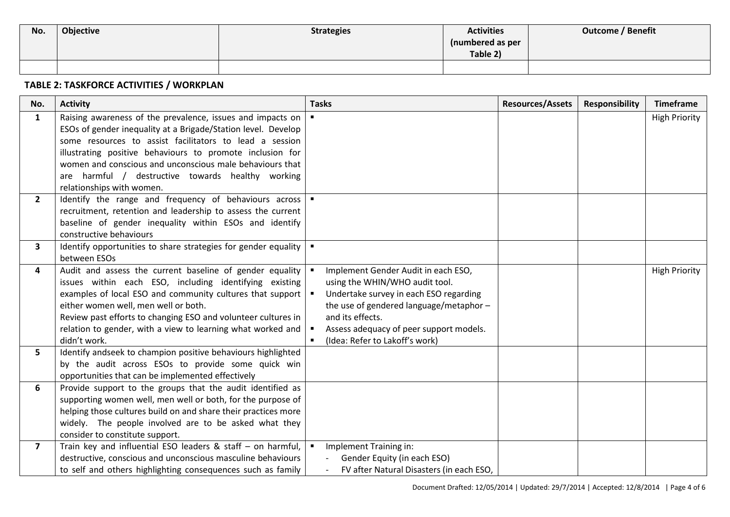| No. | Objective | Strategies | Activities (numbered as per Table 2) | Outcome / Benefit |
|---|---|---|---|---|
| | | | | |

**TABLE 2: TASKFORCE ACTIVITIES / WORKPLAN**

| No. | Activity | Tasks | Resources/Assets | Responsibility | Timeframe |
|---|---|---|---|---|---|
| 1 | Raising awareness of the prevalence, issues and impacts on ESOs of gender inequality at a Brigade/Station level. Develop some resources to assist facilitators to lead a session illustrating positive behaviours to promote inclusion for women and conscious and unconscious male behaviours that are harmful / destructive towards healthy working relationships with women. | ▪ | | | High Priority |
| 2 | Identify the range and frequency of behaviours across recruitment, retention and leadership to assess the current baseline of gender inequality within ESOs and identify constructive behaviours | ▪ | | | |
| 3 | Identify opportunities to share strategies for gender equality between ESOs | ▪ | | | |
| 4 | Audit and assess the current baseline of gender equality issues within each ESO, including identifying existing examples of local ESO and community cultures that support either women well, men well or both. Review past efforts to changing ESO and volunteer cultures in relation to gender, with a view to learning what worked and didn't work. | ▪ Implement Gender Audit in each ESO, using the WHIN/WHO audit tool. ▪ Undertake survey in each ESO regarding the use of gendered language/metaphor – and its effects. ▪ Assess adequacy of peer support models. ▪ (Idea: Refer to Lakoff's work) | | | High Priority |
| 5 | Identify andseek to champion positive behaviours highlighted by the audit across ESOs to provide some quick win opportunities that can be implemented effectively | | | | |
| 6 | Provide support to the groups that the audit identified as supporting women well, men well or both, for the purpose of helping those cultures build on and share their practices more widely. The people involved are to be asked what they consider to constitute support. | | | | |
| 7 | Train key and influential ESO leaders & staff – on harmful, destructive, conscious and unconscious masculine behaviours to self and others highlighting consequences such as family | ▪ Implement Training in: - Gender Equity (in each ESO) - FV after Natural Disasters (in each ESO, | | | |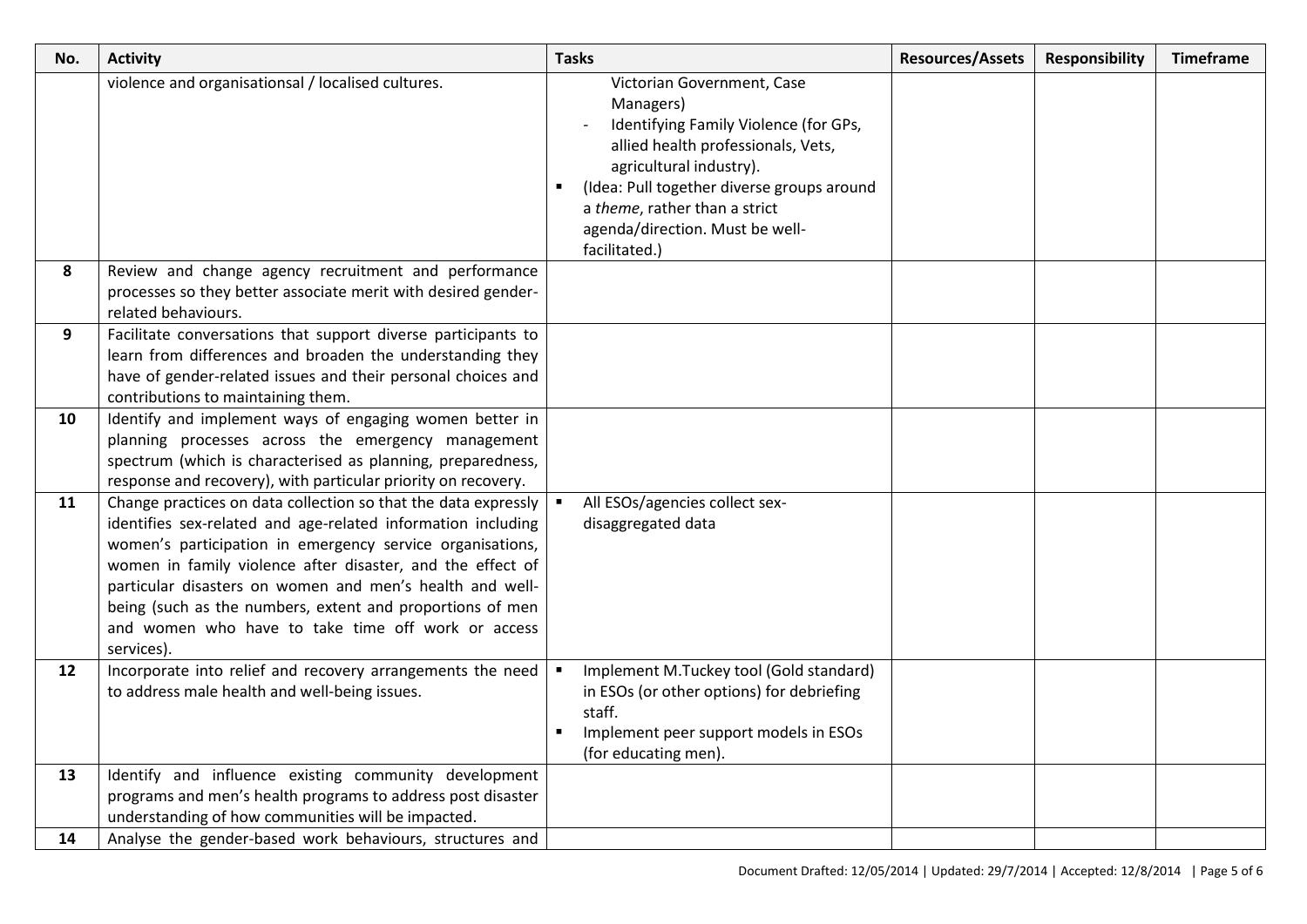| No. | Activity | Tasks | Resources/Assets | Responsibility | Timeframe |
|---|---|---|---|---|---|
| | violence and organisationsal / localised cultures. | Victorian Government, Case Managers)<br>- Identifying Family Violence (for GPs, allied health professionals, Vets, agricultural industry).<br>▪ (Idea: Pull together diverse groups around a *theme*, rather than a strict agenda/direction. Must be well-facilitated.) | | | |
| **8** | Review and change agency recruitment and performance processes so they better associate merit with desired gender-related behaviours. | | | | |
| **9** | Facilitate conversations that support diverse participants to learn from differences and broaden the understanding they have of gender-related issues and their personal choices and contributions to maintaining them. | | | | |
| **10** | Identify and implement ways of engaging women better in planning processes across the emergency management spectrum (which is characterised as planning, preparedness, response and recovery), with particular priority on recovery. | | | | |
| **11** | Change practices on data collection so that the data expressly identifies sex-related and age-related information including women's participation in emergency service organisations, women in family violence after disaster, and the effect of particular disasters on women and men's health and well-being (such as the numbers, extent and proportions of men and women who have to take time off work or access services). | ▪ All ESOs/agencies collect sex-disaggregated data | | | |
| **12** | Incorporate into relief and recovery arrangements the need to address male health and well-being issues. | ▪ Implement M.Tuckey tool (Gold standard) in ESOs (or other options) for debriefing staff.<br>▪ Implement peer support models in ESOs (for educating men). | | | |
| **13** | Identify and influence existing community development programs and men's health programs to address post disaster understanding of how communities will be impacted. | | | | |
| **14** | Analyse the gender-based work behaviours, structures and | | | | |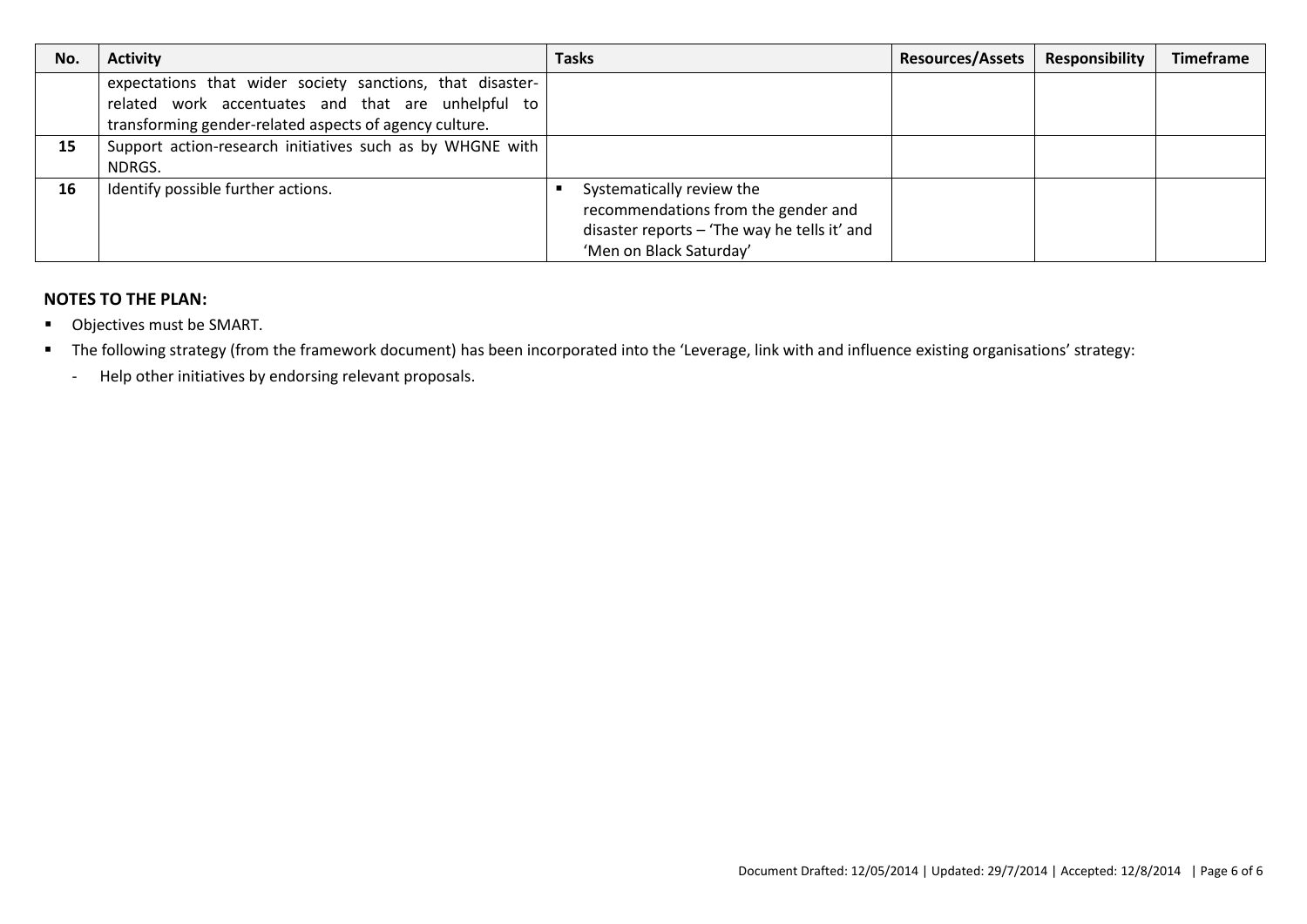| No. | Activity | Tasks | Resources/Assets | Responsibility | Timeframe |
|---|---|---|---|---|---|
| | expectations that wider society sanctions, that disaster-related work accentuates and that are unhelpful to transforming gender-related aspects of agency culture. | | | | |
| 15 | Support action-research initiatives such as by WHGNE with NDRGS. | | | | |
| 16 | Identify possible further actions. | ▪ Systematically review the recommendations from the gender and disaster reports – 'The way he tells it' and 'Men on Black Saturday' | | | |

**NOTES TO THE PLAN:**

- Objectives must be SMART.
- The following strategy (from the framework document) has been incorporated into the 'Leverage, link with and influence existing organisations' strategy:
  - Help other initiatives by endorsing relevant proposals.

Document Drafted: 12/05/2014 | Updated: 29/7/2014 | Accepted: 12/8/2014